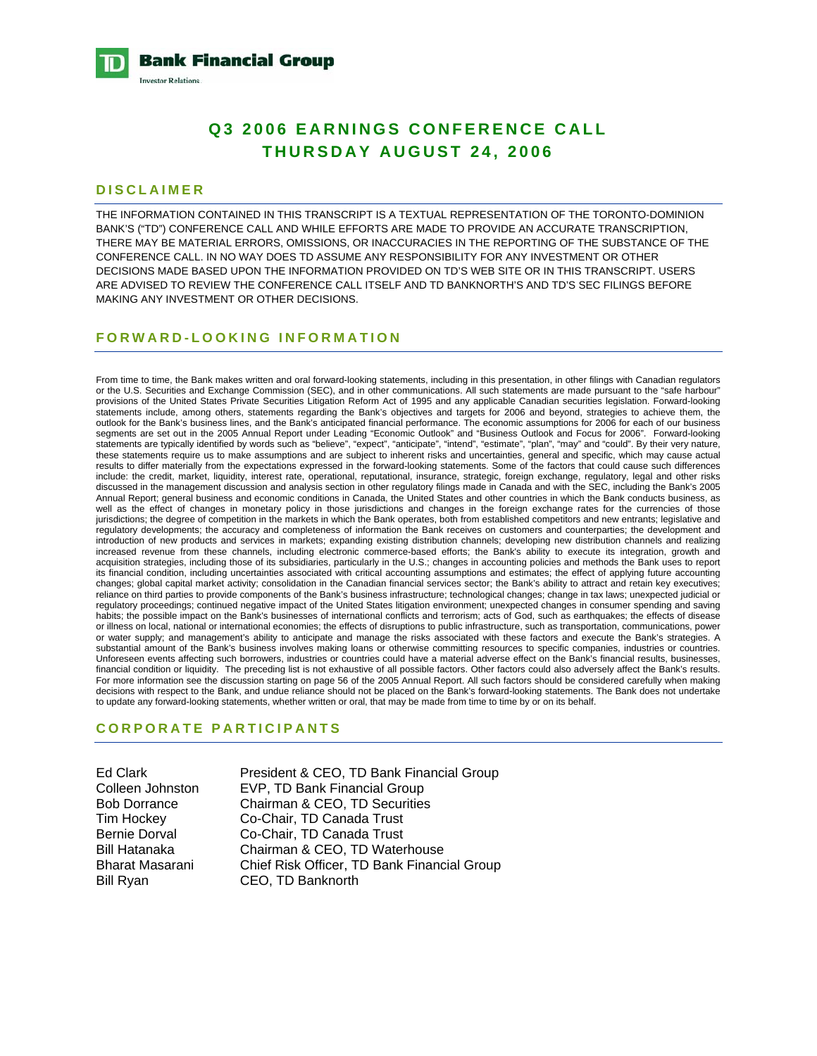**TD Bank Financial Group**
Investor Relations

# Q3 2006 EARNINGS CONFERENCE CALL
# THURSDAY AUGUST 24, 2006

## DISCLAIMER

THE INFORMATION CONTAINED IN THIS TRANSCRIPT IS A TEXTUAL REPRESENTATION OF THE TORONTO-DOMINION BANK'S ("TD") CONFERENCE CALL AND WHILE EFFORTS ARE MADE TO PROVIDE AN ACCURATE TRANSCRIPTION, THERE MAY BE MATERIAL ERRORS, OMISSIONS, OR INACCURACIES IN THE REPORTING OF THE SUBSTANCE OF THE CONFERENCE CALL. IN NO WAY DOES TD ASSUME ANY RESPONSIBILITY FOR ANY INVESTMENT OR OTHER DECISIONS MADE BASED UPON THE INFORMATION PROVIDED ON TD'S WEB SITE OR IN THIS TRANSCRIPT. USERS ARE ADVISED TO REVIEW THE CONFERENCE CALL ITSELF AND TD BANKNORTH'S AND TD'S SEC FILINGS BEFORE MAKING ANY INVESTMENT OR OTHER DECISIONS.

## FORWARD-LOOKING INFORMATION

From time to time, the Bank makes written and oral forward-looking statements, including in this presentation, in other filings with Canadian regulators or the U.S. Securities and Exchange Commission (SEC), and in other communications. All such statements are made pursuant to the "safe harbour" provisions of the United States Private Securities Litigation Reform Act of 1995 and any applicable Canadian securities legislation. Forward-looking statements include, among others, statements regarding the Bank's objectives and targets for 2006 and beyond, strategies to achieve them, the outlook for the Bank's business lines, and the Bank's anticipated financial performance. The economic assumptions for 2006 for each of our business segments are set out in the 2005 Annual Report under Leading "Economic Outlook" and "Business Outlook and Focus for 2006". Forward-looking statements are typically identified by words such as "believe", "expect", "anticipate", "intend", "estimate", "plan", "may" and "could". By their very nature, these statements require us to make assumptions and are subject to inherent risks and uncertainties, general and specific, which may cause actual results to differ materially from the expectations expressed in the forward-looking statements. Some of the factors that could cause such differences include: the credit, market, liquidity, interest rate, operational, reputational, insurance, strategic, foreign exchange, regulatory, legal and other risks discussed in the management discussion and analysis section in other regulatory filings made in Canada and with the SEC, including the Bank's 2005 Annual Report; general business and economic conditions in Canada, the United States and other countries in which the Bank conducts business, as well as the effect of changes in monetary policy in those jurisdictions and changes in the foreign exchange rates for the currencies of those jurisdictions; the degree of competition in the markets in which the Bank operates, both from established competitors and new entrants; legislative and regulatory developments; the accuracy and completeness of information the Bank receives on customers and counterparties; the development and introduction of new products and services in markets; expanding existing distribution channels; developing new distribution channels and realizing increased revenue from these channels, including electronic commerce-based efforts; the Bank's ability to execute its integration, growth and acquisition strategies, including those of its subsidiaries, particularly in the U.S.; changes in accounting policies and methods the Bank uses to report its financial condition, including uncertainties associated with critical accounting assumptions and estimates; the effect of applying future accounting changes; global capital market activity; consolidation in the Canadian financial services sector; the Bank's ability to attract and retain key executives; reliance on third parties to provide components of the Bank's business infrastructure; technological changes; change in tax laws; unexpected judicial or regulatory proceedings; continued negative impact of the United States litigation environment; unexpected changes in consumer spending and saving habits; the possible impact on the Bank's businesses of international conflicts and terrorism; acts of God, such as earthquakes; the effects of disease or illness on local, national or international economies; the effects of disruptions to public infrastructure, such as transportation, communications, power or water supply; and management's ability to anticipate and manage the risks associated with these factors and execute the Bank's strategies. A substantial amount of the Bank's business involves making loans or otherwise committing resources to specific companies, industries or countries. Unforeseen events affecting such borrowers, industries or countries could have a material adverse effect on the Bank's financial results, businesses, financial condition or liquidity. The preceding list is not exhaustive of all possible factors. Other factors could also adversely affect the Bank's results. For more information see the discussion starting on page 56 of the 2005 Annual Report. All such factors should be considered carefully when making decisions with respect to the Bank, and undue reliance should not be placed on the Bank's forward-looking statements. The Bank does not undertake to update any forward-looking statements, whether written or oral, that may be made from time to time by or on its behalf.

## CORPORATE PARTICIPANTS

| | |
|---|---|
| Ed Clark | President & CEO, TD Bank Financial Group |
| Colleen Johnston | EVP, TD Bank Financial Group |
| Bob Dorrance | Chairman & CEO, TD Securities |
| Tim Hockey | Co-Chair, TD Canada Trust |
| Bernie Dorval | Co-Chair, TD Canada Trust |
| Bill Hatanaka | Chairman & CEO, TD Waterhouse |
| Bharat Masarani | Chief Risk Officer, TD Bank Financial Group |
| Bill Ryan | CEO, TD Banknorth |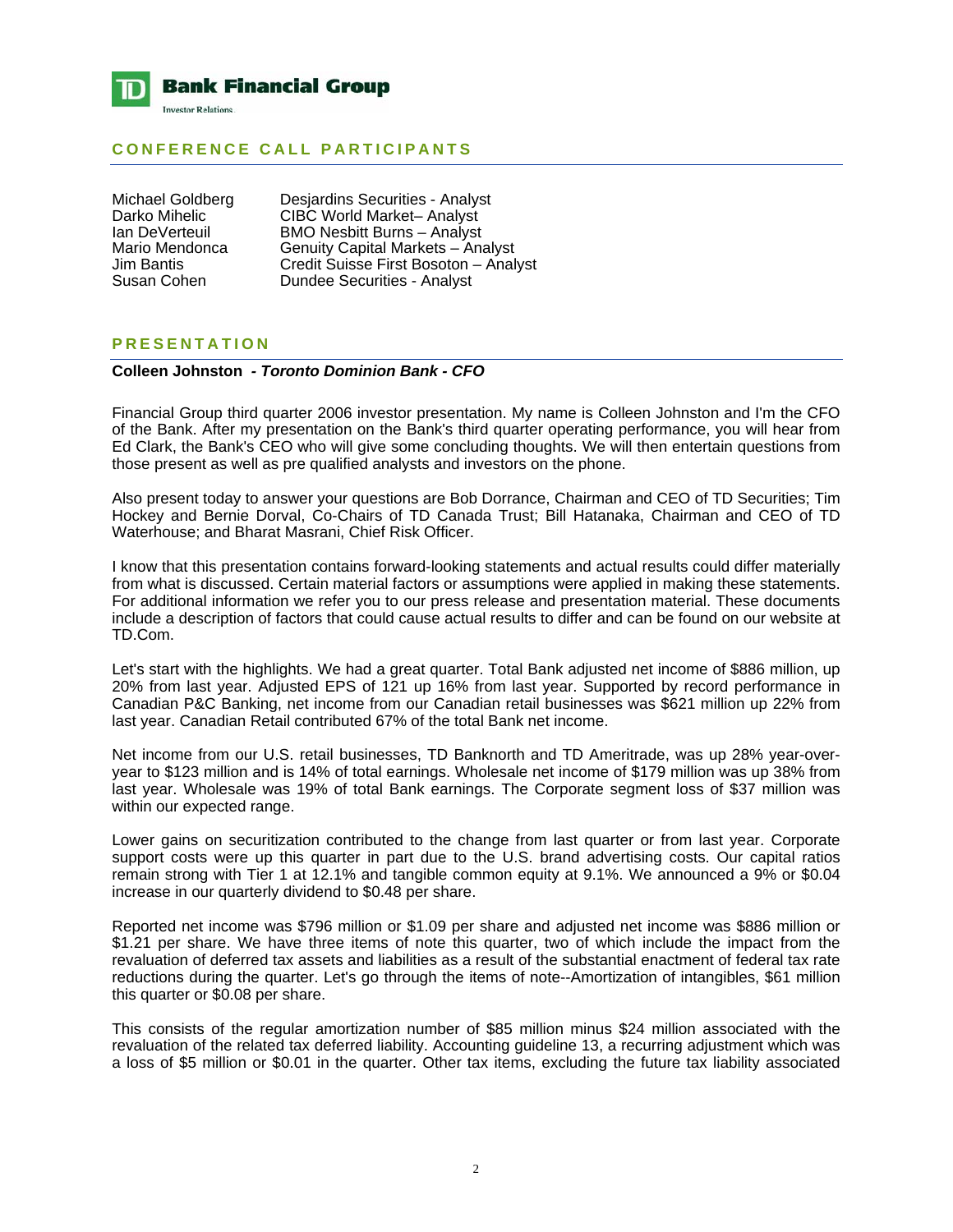## CONFERENCE CALL PARTICIPANTS

| | |
|---|---|
| Michael Goldberg | Desjardins Securities - Analyst |
| Darko Mihelic | CIBC World Market– Analyst |
| Ian DeVerteuil | BMO Nesbitt Burns – Analyst |
| Mario Mendonca | Genuity Capital Markets – Analyst |
| Jim Bantis | Credit Suisse First Bosoton – Analyst |
| Susan Cohen | Dundee Securities - Analyst |

## PRESENTATION

**Colleen Johnston - *Toronto Dominion Bank - CFO***

Financial Group third quarter 2006 investor presentation. My name is Colleen Johnston and I'm the CFO of the Bank. After my presentation on the Bank's third quarter operating performance, you will hear from Ed Clark, the Bank's CEO who will give some concluding thoughts. We will then entertain questions from those present as well as pre qualified analysts and investors on the phone.

Also present today to answer your questions are Bob Dorrance, Chairman and CEO of TD Securities; Tim Hockey and Bernie Dorval, Co-Chairs of TD Canada Trust; Bill Hatanaka, Chairman and CEO of TD Waterhouse; and Bharat Masrani, Chief Risk Officer.

I know that this presentation contains forward-looking statements and actual results could differ materially from what is discussed. Certain material factors or assumptions were applied in making these statements. For additional information we refer you to our press release and presentation material. These documents include a description of factors that could cause actual results to differ and can be found on our website at TD.Com.

Let's start with the highlights. We had a great quarter. Total Bank adjusted net income of $886 million, up 20% from last year. Adjusted EPS of 121 up 16% from last year. Supported by record performance in Canadian P&C Banking, net income from our Canadian retail businesses was $621 million up 22% from last year. Canadian Retail contributed 67% of the total Bank net income.

Net income from our U.S. retail businesses, TD Banknorth and TD Ameritrade, was up 28% year-over-year to $123 million and is 14% of total earnings. Wholesale net income of $179 million was up 38% from last year. Wholesale was 19% of total Bank earnings. The Corporate segment loss of $37 million was within our expected range.

Lower gains on securitization contributed to the change from last quarter or from last year. Corporate support costs were up this quarter in part due to the U.S. brand advertising costs. Our capital ratios remain strong with Tier 1 at 12.1% and tangible common equity at 9.1%. We announced a 9% or $0.04 increase in our quarterly dividend to $0.48 per share.

Reported net income was $796 million or $1.09 per share and adjusted net income was $886 million or $1.21 per share. We have three items of note this quarter, two of which include the impact from the revaluation of deferred tax assets and liabilities as a result of the substantial enactment of federal tax rate reductions during the quarter. Let's go through the items of note--Amortization of intangibles, $61 million this quarter or $0.08 per share.

This consists of the regular amortization number of $85 million minus $24 million associated with the revaluation of the related tax deferred liability. Accounting guideline 13, a recurring adjustment which was a loss of $5 million or $0.01 in the quarter. Other tax items, excluding the future tax liability associated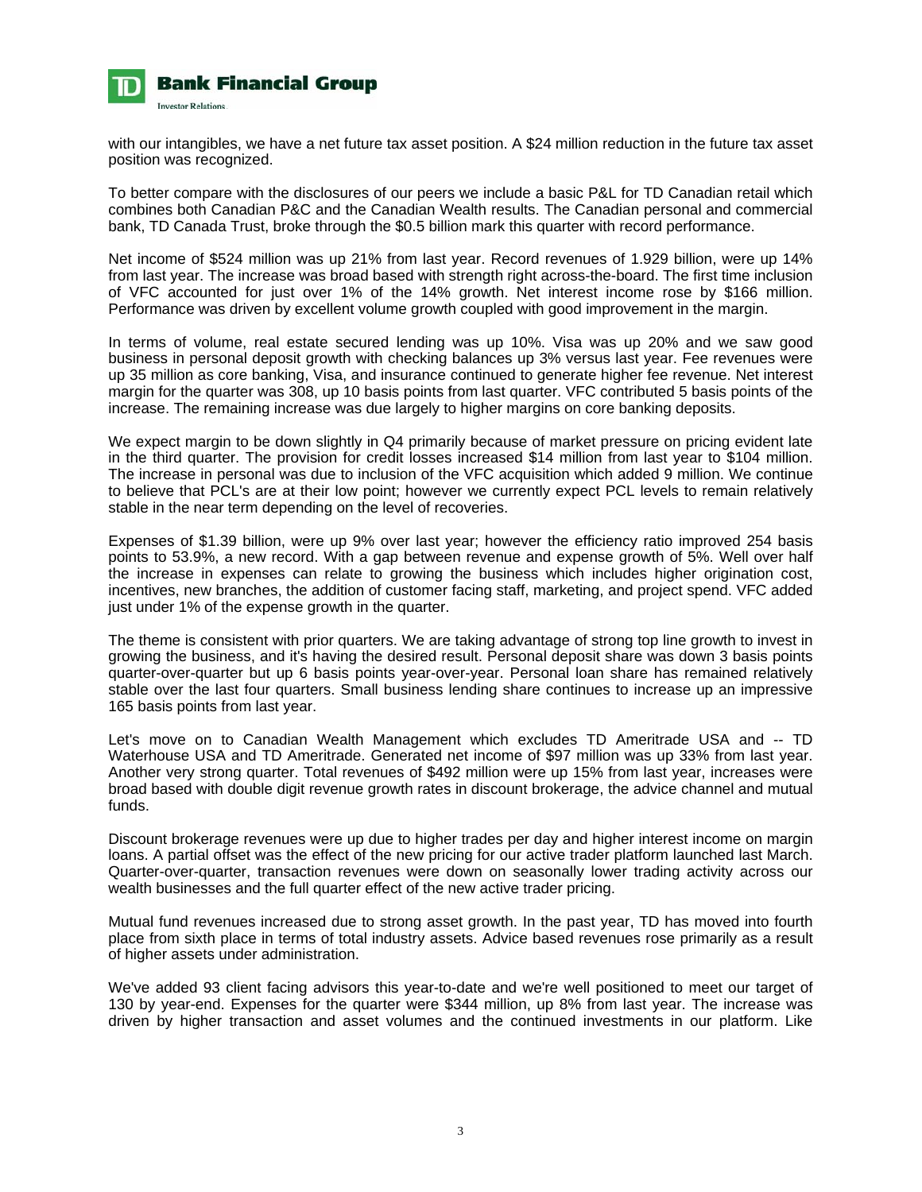with our intangibles, we have a net future tax asset position. A $24 million reduction in the future tax asset position was recognized.

To better compare with the disclosures of our peers we include a basic P&L for TD Canadian retail which combines both Canadian P&C and the Canadian Wealth results. The Canadian personal and commercial bank, TD Canada Trust, broke through the $0.5 billion mark this quarter with record performance.

Net income of $524 million was up 21% from last year. Record revenues of 1.929 billion, were up 14% from last year. The increase was broad based with strength right across-the-board. The first time inclusion of VFC accounted for just over 1% of the 14% growth. Net interest income rose by $166 million. Performance was driven by excellent volume growth coupled with good improvement in the margin.

In terms of volume, real estate secured lending was up 10%. Visa was up 20% and we saw good business in personal deposit growth with checking balances up 3% versus last year. Fee revenues were up 35 million as core banking, Visa, and insurance continued to generate higher fee revenue. Net interest margin for the quarter was 308, up 10 basis points from last quarter. VFC contributed 5 basis points of the increase. The remaining increase was due largely to higher margins on core banking deposits.

We expect margin to be down slightly in Q4 primarily because of market pressure on pricing evident late in the third quarter. The provision for credit losses increased $14 million from last year to $104 million. The increase in personal was due to inclusion of the VFC acquisition which added 9 million. We continue to believe that PCL's are at their low point; however we currently expect PCL levels to remain relatively stable in the near term depending on the level of recoveries.

Expenses of $1.39 billion, were up 9% over last year; however the efficiency ratio improved 254 basis points to 53.9%, a new record. With a gap between revenue and expense growth of 5%. Well over half the increase in expenses can relate to growing the business which includes higher origination cost, incentives, new branches, the addition of customer facing staff, marketing, and project spend. VFC added just under 1% of the expense growth in the quarter.

The theme is consistent with prior quarters. We are taking advantage of strong top line growth to invest in growing the business, and it's having the desired result. Personal deposit share was down 3 basis points quarter-over-quarter but up 6 basis points year-over-year. Personal loan share has remained relatively stable over the last four quarters. Small business lending share continues to increase up an impressive 165 basis points from last year.

Let's move on to Canadian Wealth Management which excludes TD Ameritrade USA and -- TD Waterhouse USA and TD Ameritrade. Generated net income of $97 million was up 33% from last year. Another very strong quarter. Total revenues of $492 million were up 15% from last year, increases were broad based with double digit revenue growth rates in discount brokerage, the advice channel and mutual funds.

Discount brokerage revenues were up due to higher trades per day and higher interest income on margin loans. A partial offset was the effect of the new pricing for our active trader platform launched last March. Quarter-over-quarter, transaction revenues were down on seasonally lower trading activity across our wealth businesses and the full quarter effect of the new active trader pricing.

Mutual fund revenues increased due to strong asset growth. In the past year, TD has moved into fourth place from sixth place in terms of total industry assets. Advice based revenues rose primarily as a result of higher assets under administration.

We've added 93 client facing advisors this year-to-date and we're well positioned to meet our target of 130 by year-end. Expenses for the quarter were $344 million, up 8% from last year. The increase was driven by higher transaction and asset volumes and the continued investments in our platform. Like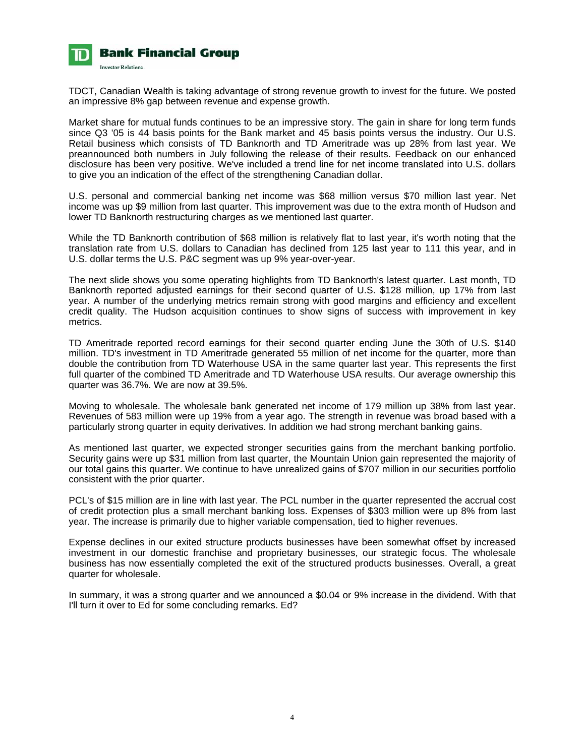TDCT, Canadian Wealth is taking advantage of strong revenue growth to invest for the future. We posted an impressive 8% gap between revenue and expense growth.

Market share for mutual funds continues to be an impressive story. The gain in share for long term funds since Q3 '05 is 44 basis points for the Bank market and 45 basis points versus the industry. Our U.S. Retail business which consists of TD Banknorth and TD Ameritrade was up 28% from last year. We preannounced both numbers in July following the release of their results. Feedback on our enhanced disclosure has been very positive. We've included a trend line for net income translated into U.S. dollars to give you an indication of the effect of the strengthening Canadian dollar.

U.S. personal and commercial banking net income was $68 million versus $70 million last year. Net income was up $9 million from last quarter. This improvement was due to the extra month of Hudson and lower TD Banknorth restructuring charges as we mentioned last quarter.

While the TD Banknorth contribution of $68 million is relatively flat to last year, it's worth noting that the translation rate from U.S. dollars to Canadian has declined from 125 last year to 111 this year, and in U.S. dollar terms the U.S. P&C segment was up 9% year-over-year.

The next slide shows you some operating highlights from TD Banknorth's latest quarter. Last month, TD Banknorth reported adjusted earnings for their second quarter of U.S. $128 million, up 17% from last year. A number of the underlying metrics remain strong with good margins and efficiency and excellent credit quality. The Hudson acquisition continues to show signs of success with improvement in key metrics.

TD Ameritrade reported record earnings for their second quarter ending June the 30th of U.S. $140 million. TD's investment in TD Ameritrade generated 55 million of net income for the quarter, more than double the contribution from TD Waterhouse USA in the same quarter last year. This represents the first full quarter of the combined TD Ameritrade and TD Waterhouse USA results. Our average ownership this quarter was 36.7%. We are now at 39.5%.

Moving to wholesale. The wholesale bank generated net income of 179 million up 38% from last year. Revenues of 583 million were up 19% from a year ago. The strength in revenue was broad based with a particularly strong quarter in equity derivatives. In addition we had strong merchant banking gains.

As mentioned last quarter, we expected stronger securities gains from the merchant banking portfolio. Security gains were up $31 million from last quarter, the Mountain Union gain represented the majority of our total gains this quarter. We continue to have unrealized gains of $707 million in our securities portfolio consistent with the prior quarter.

PCL's of $15 million are in line with last year. The PCL number in the quarter represented the accrual cost of credit protection plus a small merchant banking loss. Expenses of $303 million were up 8% from last year. The increase is primarily due to higher variable compensation, tied to higher revenues.

Expense declines in our exited structure products businesses have been somewhat offset by increased investment in our domestic franchise and proprietary businesses, our strategic focus. The wholesale business has now essentially completed the exit of the structured products businesses. Overall, a great quarter for wholesale.

In summary, it was a strong quarter and we announced a $0.04 or 9% increase in the dividend. With that I'll turn it over to Ed for some concluding remarks. Ed?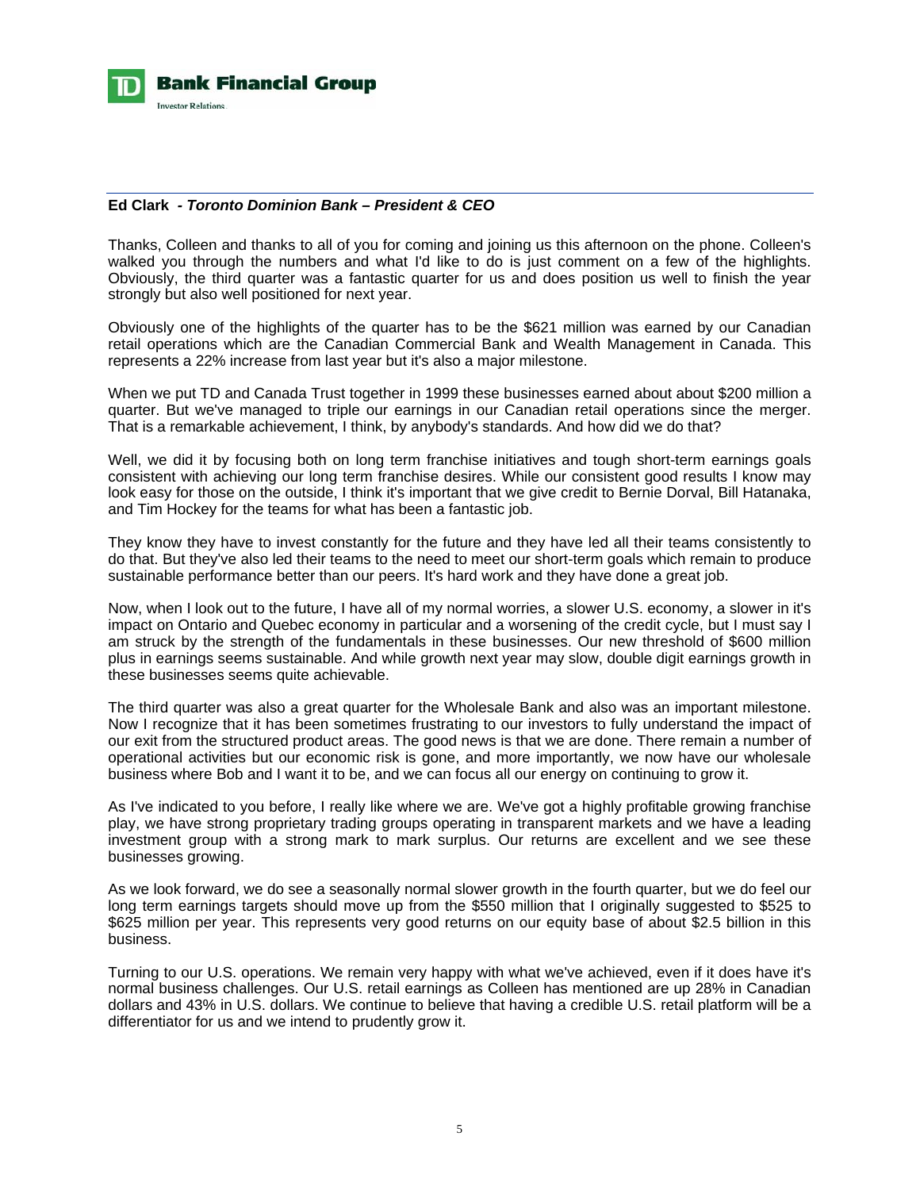**Ed Clark** *- Toronto Dominion Bank – President & CEO*

Thanks, Colleen and thanks to all of you for coming and joining us this afternoon on the phone. Colleen's walked you through the numbers and what I'd like to do is just comment on a few of the highlights. Obviously, the third quarter was a fantastic quarter for us and does position us well to finish the year strongly but also well positioned for next year.

Obviously one of the highlights of the quarter has to be the $621 million was earned by our Canadian retail operations which are the Canadian Commercial Bank and Wealth Management in Canada. This represents a 22% increase from last year but it's also a major milestone.

When we put TD and Canada Trust together in 1999 these businesses earned about about $200 million a quarter. But we've managed to triple our earnings in our Canadian retail operations since the merger. That is a remarkable achievement, I think, by anybody's standards. And how did we do that?

Well, we did it by focusing both on long term franchise initiatives and tough short-term earnings goals consistent with achieving our long term franchise desires. While our consistent good results I know may look easy for those on the outside, I think it's important that we give credit to Bernie Dorval, Bill Hatanaka, and Tim Hockey for the teams for what has been a fantastic job.

They know they have to invest constantly for the future and they have led all their teams consistently to do that. But they've also led their teams to the need to meet our short-term goals which remain to produce sustainable performance better than our peers. It's hard work and they have done a great job.

Now, when I look out to the future, I have all of my normal worries, a slower U.S. economy, a slower in it's impact on Ontario and Quebec economy in particular and a worsening of the credit cycle, but I must say I am struck by the strength of the fundamentals in these businesses. Our new threshold of $600 million plus in earnings seems sustainable. And while growth next year may slow, double digit earnings growth in these businesses seems quite achievable.

The third quarter was also a great quarter for the Wholesale Bank and also was an important milestone. Now I recognize that it has been sometimes frustrating to our investors to fully understand the impact of our exit from the structured product areas. The good news is that we are done. There remain a number of operational activities but our economic risk is gone, and more importantly, we now have our wholesale business where Bob and I want it to be, and we can focus all our energy on continuing to grow it.

As I've indicated to you before, I really like where we are. We've got a highly profitable growing franchise play, we have strong proprietary trading groups operating in transparent markets and we have a leading investment group with a strong mark to mark surplus. Our returns are excellent and we see these businesses growing.

As we look forward, we do see a seasonally normal slower growth in the fourth quarter, but we do feel our long term earnings targets should move up from the $550 million that I originally suggested to $525 to $625 million per year. This represents very good returns on our equity base of about $2.5 billion in this business.

Turning to our U.S. operations. We remain very happy with what we've achieved, even if it does have it's normal business challenges. Our U.S. retail earnings as Colleen has mentioned are up 28% in Canadian dollars and 43% in U.S. dollars. We continue to believe that having a credible U.S. retail platform will be a differentiator for us and we intend to prudently grow it.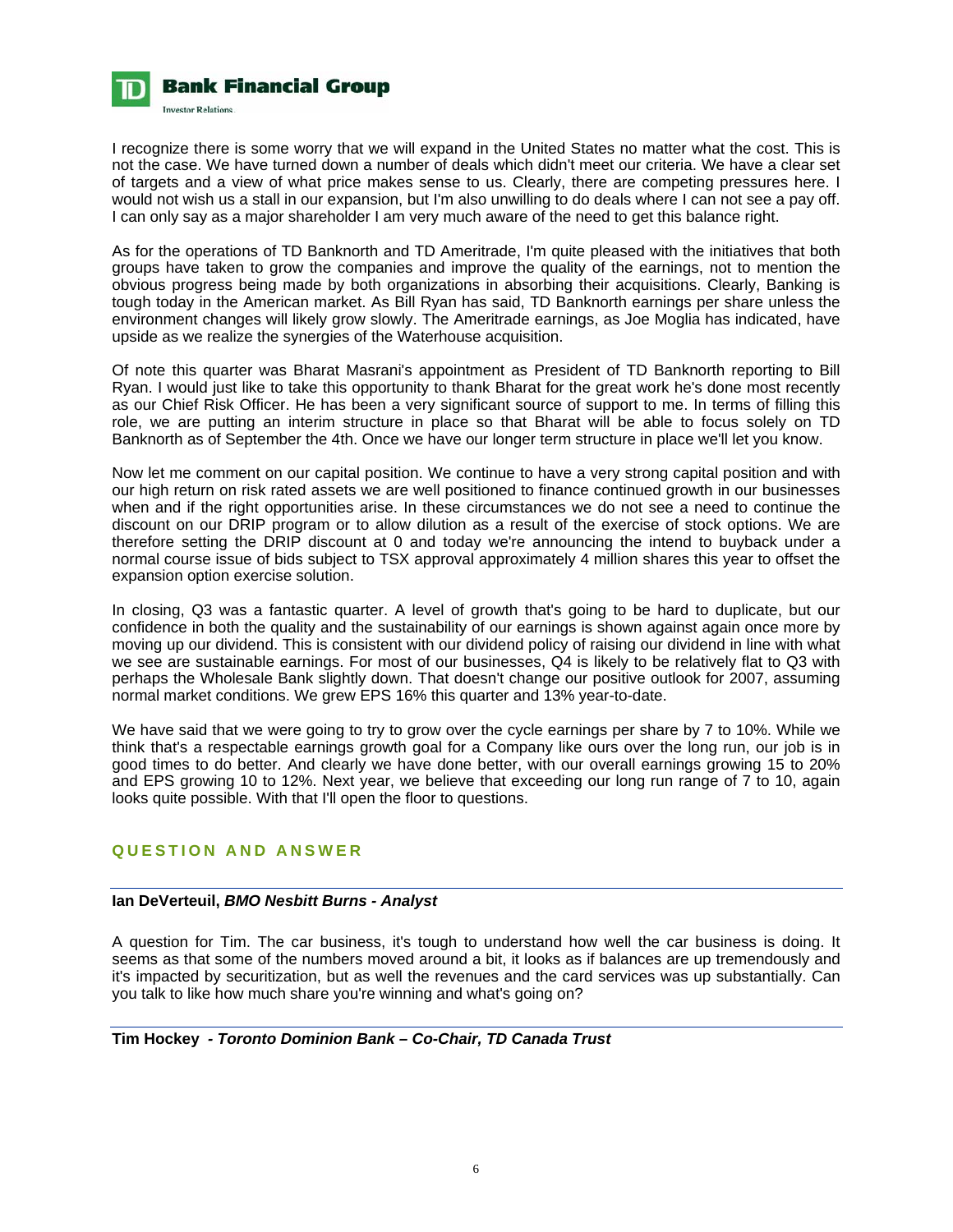I recognize there is some worry that we will expand in the United States no matter what the cost. This is not the case. We have turned down a number of deals which didn't meet our criteria. We have a clear set of targets and a view of what price makes sense to us. Clearly, there are competing pressures here. I would not wish us a stall in our expansion, but I'm also unwilling to do deals where I can not see a pay off. I can only say as a major shareholder I am very much aware of the need to get this balance right.

As for the operations of TD Banknorth and TD Ameritrade, I'm quite pleased with the initiatives that both groups have taken to grow the companies and improve the quality of the earnings, not to mention the obvious progress being made by both organizations in absorbing their acquisitions. Clearly, Banking is tough today in the American market. As Bill Ryan has said, TD Banknorth earnings per share unless the environment changes will likely grow slowly. The Ameritrade earnings, as Joe Moglia has indicated, have upside as we realize the synergies of the Waterhouse acquisition.

Of note this quarter was Bharat Masrani's appointment as President of TD Banknorth reporting to Bill Ryan. I would just like to take this opportunity to thank Bharat for the great work he's done most recently as our Chief Risk Officer. He has been a very significant source of support to me. In terms of filling this role, we are putting an interim structure in place so that Bharat will be able to focus solely on TD Banknorth as of September the 4th. Once we have our longer term structure in place we'll let you know.

Now let me comment on our capital position. We continue to have a very strong capital position and with our high return on risk rated assets we are well positioned to finance continued growth in our businesses when and if the right opportunities arise. In these circumstances we do not see a need to continue the discount on our DRIP program or to allow dilution as a result of the exercise of stock options. We are therefore setting the DRIP discount at 0 and today we're announcing the intend to buyback under a normal course issue of bids subject to TSX approval approximately 4 million shares this year to offset the expansion option exercise solution.

In closing, Q3 was a fantastic quarter. A level of growth that's going to be hard to duplicate, but our confidence in both the quality and the sustainability of our earnings is shown against again once more by moving up our dividend. This is consistent with our dividend policy of raising our dividend in line with what we see are sustainable earnings. For most of our businesses, Q4 is likely to be relatively flat to Q3 with perhaps the Wholesale Bank slightly down. That doesn't change our positive outlook for 2007, assuming normal market conditions. We grew EPS 16% this quarter and 13% year-to-date.

We have said that we were going to try to grow over the cycle earnings per share by 7 to 10%. While we think that's a respectable earnings growth goal for a Company like ours over the long run, our job is in good times to do better. And clearly we have done better, with our overall earnings growing 15 to 20% and EPS growing 10 to 12%. Next year, we believe that exceeding our long run range of 7 to 10, again looks quite possible. With that I'll open the floor to questions.

## QUESTION AND ANSWER

**Ian DeVerteuil, *BMO Nesbitt Burns - Analyst***

A question for Tim. The car business, it's tough to understand how well the car business is doing. It seems as that some of the numbers moved around a bit, it looks as if balances are up tremendously and it's impacted by securitization, but as well the revenues and the card services was up substantially. Can you talk to like how much share you're winning and what's going on?

**Tim Hockey - *Toronto Dominion Bank – Co-Chair, TD Canada Trust***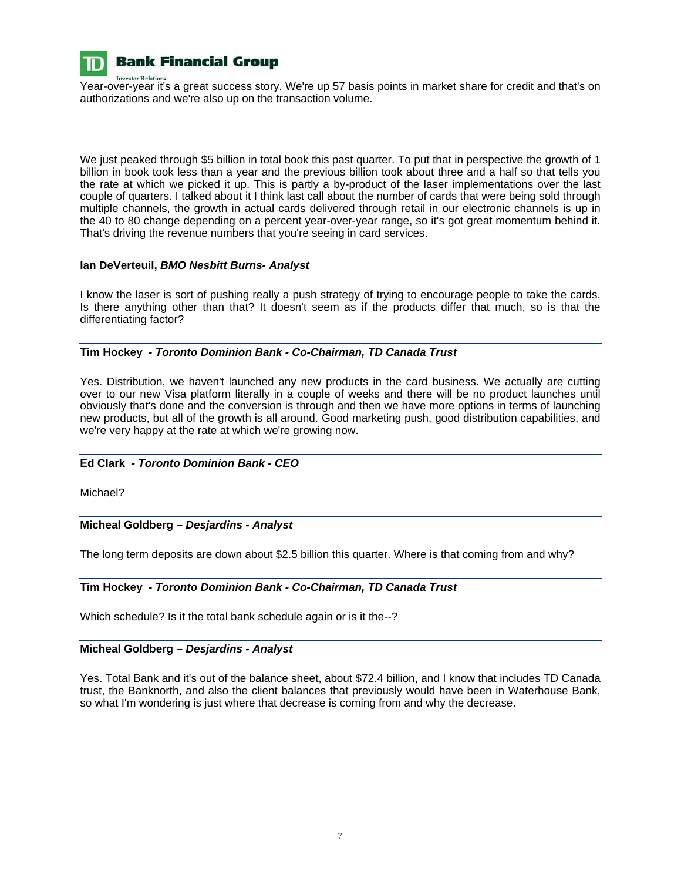Year-over-year it's a great success story. We're up 57 basis points in market share for credit and that's on authorizations and we're also up on the transaction volume.

We just peaked through $5 billion in total book this past quarter. To put that in perspective the growth of 1 billion in book took less than a year and the previous billion took about three and a half so that tells you the rate at which we picked it up. This is partly a by-product of the laser implementations over the last couple of quarters. I talked about it I think last call about the number of cards that were being sold through multiple channels, the growth in actual cards delivered through retail in our electronic channels is up in the 40 to 80 change depending on a percent year-over-year range, so it's got great momentum behind it. That's driving the revenue numbers that you're seeing in card services.

**Ian DeVerteuil, *BMO Nesbitt Burns- Analyst***

I know the laser is sort of pushing really a push strategy of trying to encourage people to take the cards. Is there anything other than that? It doesn't seem as if the products differ that much, so is that the differentiating factor?

**Tim Hockey *- Toronto Dominion Bank - Co-Chairman, TD Canada Trust***

Yes. Distribution, we haven't launched any new products in the card business. We actually are cutting over to our new Visa platform literally in a couple of weeks and there will be no product launches until obviously that's done and the conversion is through and then we have more options in terms of launching new products, but all of the growth is all around. Good marketing push, good distribution capabilities, and we're very happy at the rate at which we're growing now.

**Ed Clark *- Toronto Dominion Bank - CEO***

Michael?

**Micheal Goldberg – *Desjardins - Analyst***

The long term deposits are down about $2.5 billion this quarter. Where is that coming from and why?

**Tim Hockey *- Toronto Dominion Bank - Co-Chairman, TD Canada Trust***

Which schedule? Is it the total bank schedule again or is it the--?

**Micheal Goldberg – *Desjardins - Analyst***

Yes. Total Bank and it's out of the balance sheet, about $72.4 billion, and I know that includes TD Canada trust, the Banknorth, and also the client balances that previously would have been in Waterhouse Bank, so what I'm wondering is just where that decrease is coming from and why the decrease.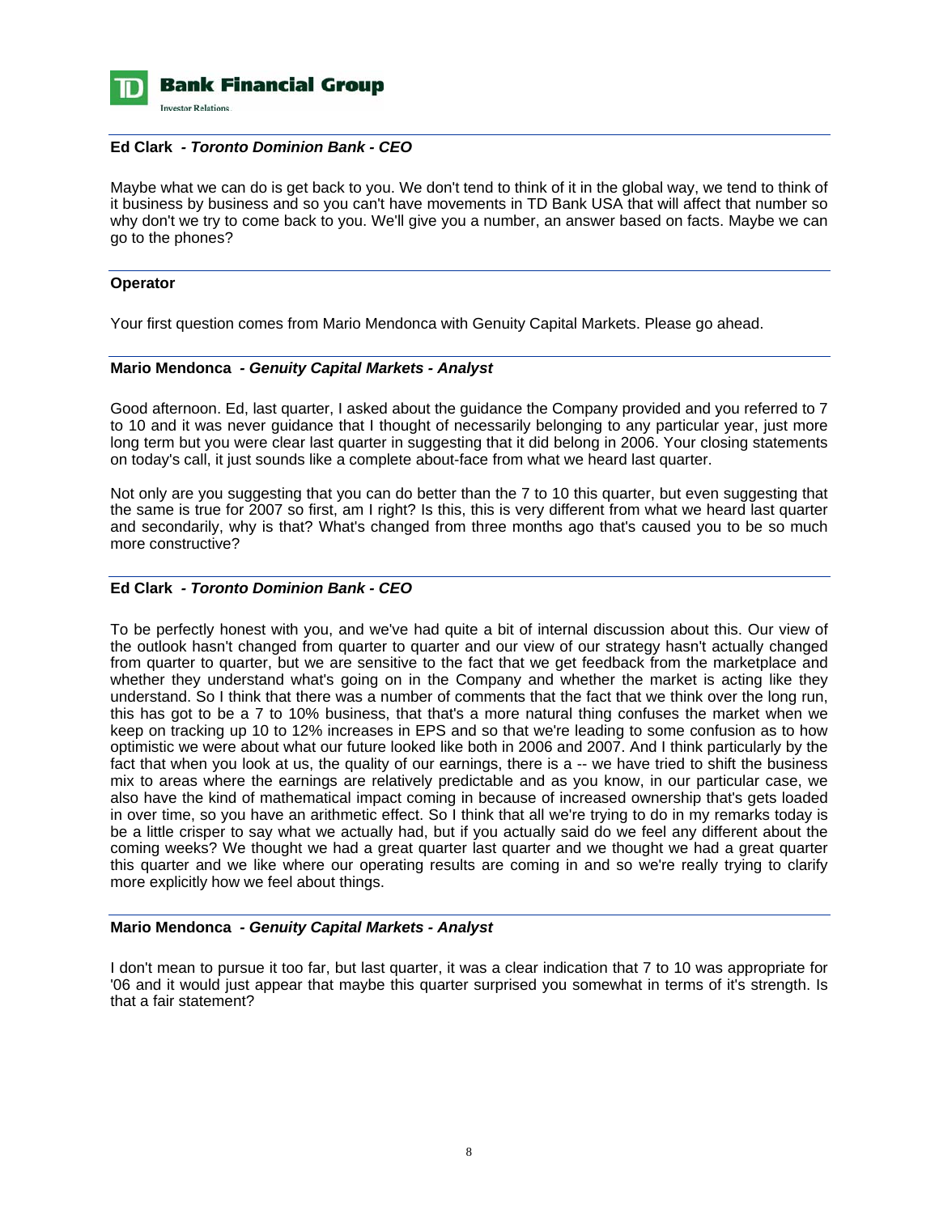**Ed Clark** *- Toronto Dominion Bank - CEO*

Maybe what we can do is get back to you. We don't tend to think of it in the global way, we tend to think of it business by business and so you can't have movements in TD Bank USA that will affect that number so why don't we try to come back to you. We'll give you a number, an answer based on facts. Maybe we can go to the phones?

**Operator**

Your first question comes from Mario Mendonca with Genuity Capital Markets. Please go ahead.

**Mario Mendonca** *- Genuity Capital Markets - Analyst*

Good afternoon. Ed, last quarter, I asked about the guidance the Company provided and you referred to 7 to 10 and it was never guidance that I thought of necessarily belonging to any particular year, just more long term but you were clear last quarter in suggesting that it did belong in 2006. Your closing statements on today's call, it just sounds like a complete about-face from what we heard last quarter.

Not only are you suggesting that you can do better than the 7 to 10 this quarter, but even suggesting that the same is true for 2007 so first, am I right? Is this, this is very different from what we heard last quarter and secondarily, why is that? What's changed from three months ago that's caused you to be so much more constructive?

**Ed Clark** *- Toronto Dominion Bank - CEO*

To be perfectly honest with you, and we've had quite a bit of internal discussion about this. Our view of the outlook hasn't changed from quarter to quarter and our view of our strategy hasn't actually changed from quarter to quarter, but we are sensitive to the fact that we get feedback from the marketplace and whether they understand what's going on in the Company and whether the market is acting like they understand. So I think that there was a number of comments that the fact that we think over the long run, this has got to be a 7 to 10% business, that that's a more natural thing confuses the market when we keep on tracking up 10 to 12% increases in EPS and so that we're leading to some confusion as to how optimistic we were about what our future looked like both in 2006 and 2007. And I think particularly by the fact that when you look at us, the quality of our earnings, there is a -- we have tried to shift the business mix to areas where the earnings are relatively predictable and as you know, in our particular case, we also have the kind of mathematical impact coming in because of increased ownership that's gets loaded in over time, so you have an arithmetic effect. So I think that all we're trying to do in my remarks today is be a little crisper to say what we actually had, but if you actually said do we feel any different about the coming weeks? We thought we had a great quarter last quarter and we thought we had a great quarter this quarter and we like where our operating results are coming in and so we're really trying to clarify more explicitly how we feel about things.

**Mario Mendonca** *- Genuity Capital Markets - Analyst*

I don't mean to pursue it too far, but last quarter, it was a clear indication that 7 to 10 was appropriate for '06 and it would just appear that maybe this quarter surprised you somewhat in terms of it's strength. Is that a fair statement?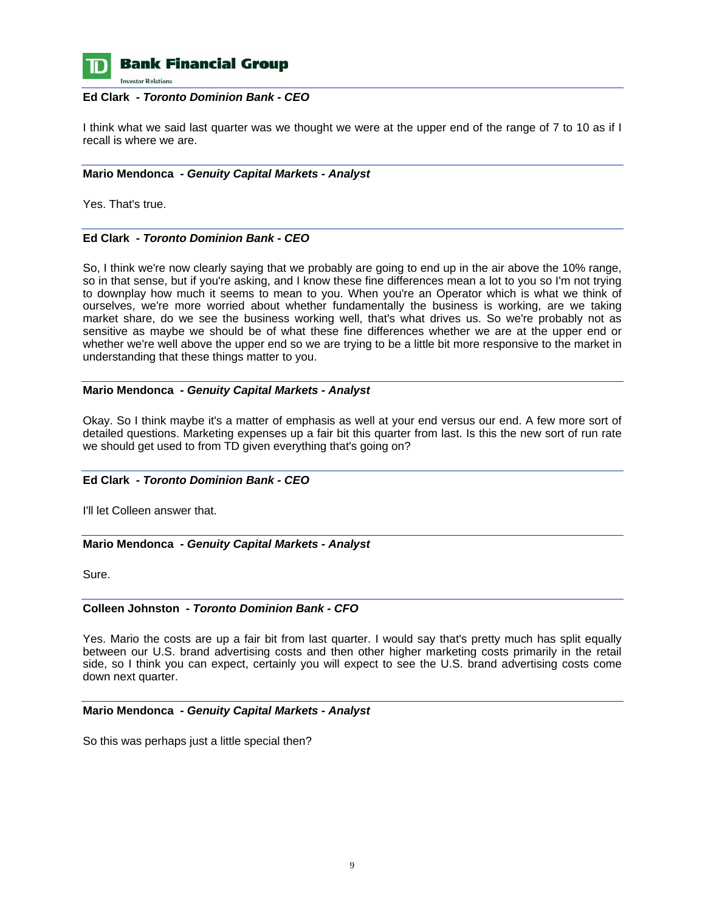**Ed Clark** *- Toronto Dominion Bank - CEO*

I think what we said last quarter was we thought we were at the upper end of the range of 7 to 10 as if I recall is where we are.

**Mario Mendonca** *- Genuity Capital Markets - Analyst*

Yes. That's true.

**Ed Clark** *- Toronto Dominion Bank - CEO*

So, I think we're now clearly saying that we probably are going to end up in the air above the 10% range, so in that sense, but if you're asking, and I know these fine differences mean a lot to you so I'm not trying to downplay how much it seems to mean to you. When you're an Operator which is what we think of ourselves, we're more worried about whether fundamentally the business is working, are we taking market share, do we see the business working well, that's what drives us. So we're probably not as sensitive as maybe we should be of what these fine differences whether we are at the upper end or whether we're well above the upper end so we are trying to be a little bit more responsive to the market in understanding that these things matter to you.

**Mario Mendonca** *- Genuity Capital Markets - Analyst*

Okay. So I think maybe it's a matter of emphasis as well at your end versus our end. A few more sort of detailed questions. Marketing expenses up a fair bit this quarter from last. Is this the new sort of run rate we should get used to from TD given everything that's going on?

**Ed Clark** *- Toronto Dominion Bank - CEO*

I'll let Colleen answer that.

**Mario Mendonca** *- Genuity Capital Markets - Analyst*

Sure.

**Colleen Johnston** *- Toronto Dominion Bank - CFO*

Yes. Mario the costs are up a fair bit from last quarter. I would say that's pretty much has split equally between our U.S. brand advertising costs and then other higher marketing costs primarily in the retail side, so I think you can expect, certainly you will expect to see the U.S. brand advertising costs come down next quarter.

**Mario Mendonca** *- Genuity Capital Markets - Analyst*

So this was perhaps just a little special then?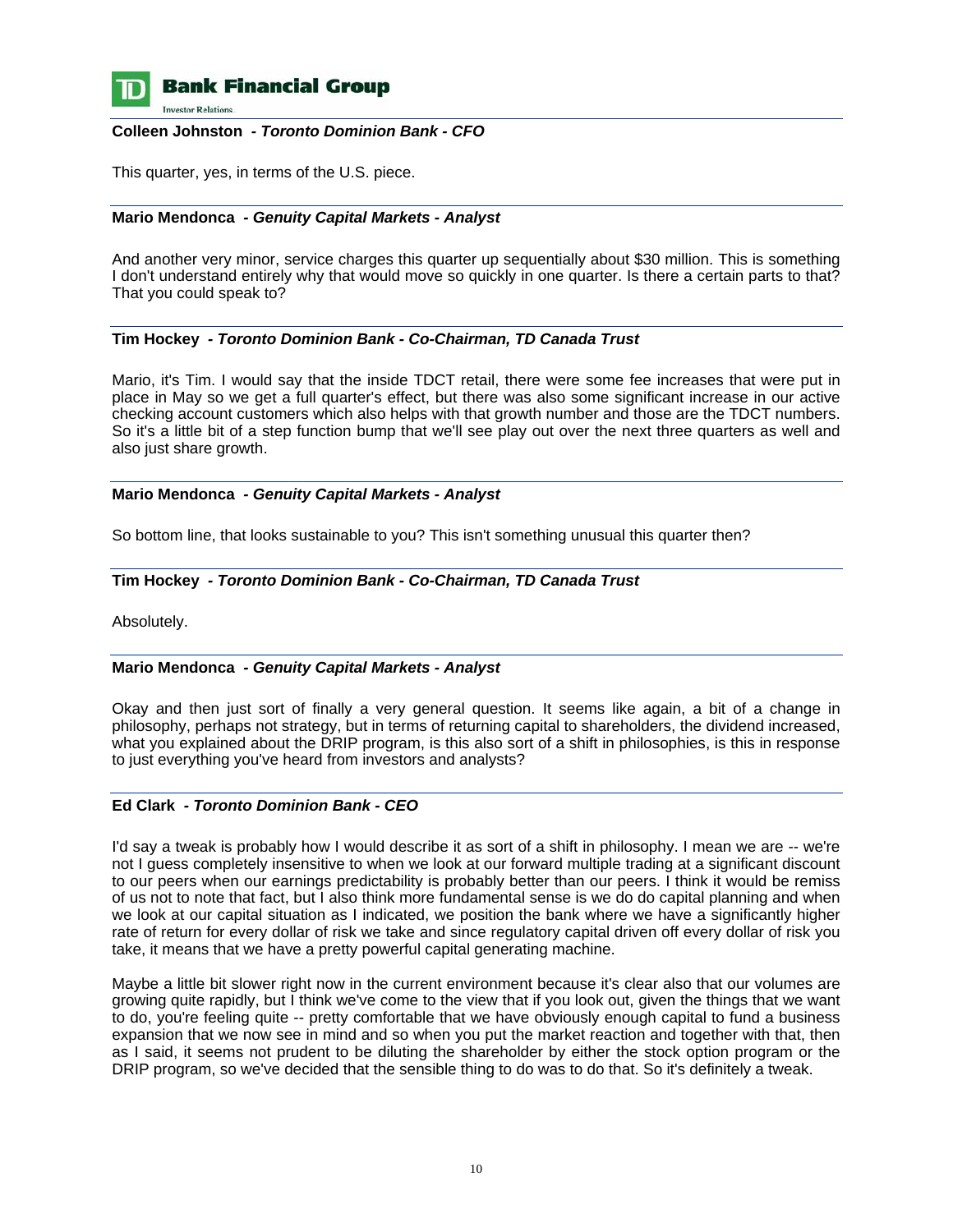**Colleen Johnston** *- Toronto Dominion Bank - CFO*

This quarter, yes, in terms of the U.S. piece.

---

**Mario Mendonca** *- Genuity Capital Markets - Analyst*

And another very minor, service charges this quarter up sequentially about $30 million. This is something I don't understand entirely why that would move so quickly in one quarter. Is there a certain parts to that? That you could speak to?

---

**Tim Hockey** *- Toronto Dominion Bank - Co-Chairman, TD Canada Trust*

Mario, it's Tim. I would say that the inside TDCT retail, there were some fee increases that were put in place in May so we get a full quarter's effect, but there was also some significant increase in our active checking account customers which also helps with that growth number and those are the TDCT numbers. So it's a little bit of a step function bump that we'll see play out over the next three quarters as well and also just share growth.

---

**Mario Mendonca** *- Genuity Capital Markets - Analyst*

So bottom line, that looks sustainable to you? This isn't something unusual this quarter then?

---

**Tim Hockey** *- Toronto Dominion Bank - Co-Chairman, TD Canada Trust*

Absolutely.

---

**Mario Mendonca** *- Genuity Capital Markets - Analyst*

Okay and then just sort of finally a very general question. It seems like again, a bit of a change in philosophy, perhaps not strategy, but in terms of returning capital to shareholders, the dividend increased, what you explained about the DRIP program, is this also sort of a shift in philosophies, is this in response to just everything you've heard from investors and analysts?

---

**Ed Clark** *- Toronto Dominion Bank - CEO*

I'd say a tweak is probably how I would describe it as sort of a shift in philosophy. I mean we are -- we're not I guess completely insensitive to when we look at our forward multiple trading at a significant discount to our peers when our earnings predictability is probably better than our peers. I think it would be remiss of us not to note that fact, but I also think more fundamental sense is we do do capital planning and when we look at our capital situation as I indicated, we position the bank where we have a significantly higher rate of return for every dollar of risk we take and since regulatory capital driven off every dollar of risk you take, it means that we have a pretty powerful capital generating machine.

Maybe a little bit slower right now in the current environment because it's clear also that our volumes are growing quite rapidly, but I think we've come to the view that if you look out, given the things that we want to do, you're feeling quite -- pretty comfortable that we have obviously enough capital to fund a business expansion that we now see in mind and so when you put the market reaction and together with that, then as I said, it seems not prudent to be diluting the shareholder by either the stock option program or the DRIP program, so we've decided that the sensible thing to do was to do that. So it's definitely a tweak.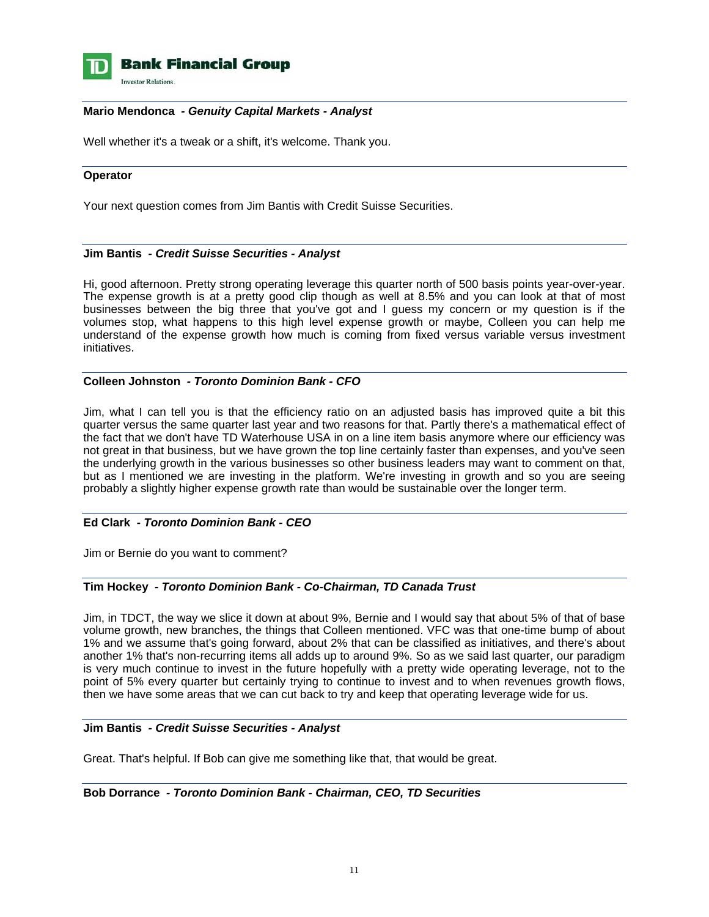**Mario Mendonca** *- Genuity Capital Markets - Analyst*

Well whether it's a tweak or a shift, it's welcome. Thank you.

**Operator**

Your next question comes from Jim Bantis with Credit Suisse Securities.

**Jim Bantis** *- Credit Suisse Securities - Analyst*

Hi, good afternoon. Pretty strong operating leverage this quarter north of 500 basis points year-over-year. The expense growth is at a pretty good clip though as well at 8.5% and you can look at that of most businesses between the big three that you've got and I guess my concern or my question is if the volumes stop, what happens to this high level expense growth or maybe, Colleen you can help me understand of the expense growth how much is coming from fixed versus variable versus investment initiatives.

**Colleen Johnston** *- Toronto Dominion Bank - CFO*

Jim, what I can tell you is that the efficiency ratio on an adjusted basis has improved quite a bit this quarter versus the same quarter last year and two reasons for that. Partly there's a mathematical effect of the fact that we don't have TD Waterhouse USA in on a line item basis anymore where our efficiency was not great in that business, but we have grown the top line certainly faster than expenses, and you've seen the underlying growth in the various businesses so other business leaders may want to comment on that, but as I mentioned we are investing in the platform. We're investing in growth and so you are seeing probably a slightly higher expense growth rate than would be sustainable over the longer term.

**Ed Clark** *- Toronto Dominion Bank - CEO*

Jim or Bernie do you want to comment?

**Tim Hockey** *- Toronto Dominion Bank - Co-Chairman, TD Canada Trust*

Jim, in TDCT, the way we slice it down at about 9%, Bernie and I would say that about 5% of that of base volume growth, new branches, the things that Colleen mentioned. VFC was that one-time bump of about 1% and we assume that's going forward, about 2% that can be classified as initiatives, and there's about another 1% that's non-recurring items all adds up to around 9%. So as we said last quarter, our paradigm is very much continue to invest in the future hopefully with a pretty wide operating leverage, not to the point of 5% every quarter but certainly trying to continue to invest and to when revenues growth flows, then we have some areas that we can cut back to try and keep that operating leverage wide for us.

**Jim Bantis** *- Credit Suisse Securities - Analyst*

Great. That's helpful. If Bob can give me something like that, that would be great.

**Bob Dorrance** *- Toronto Dominion Bank - Chairman, CEO, TD Securities*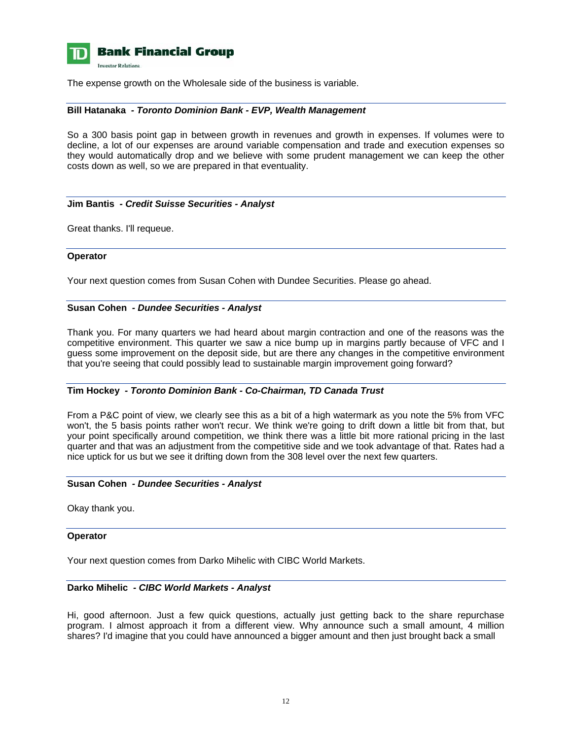The expense growth on the Wholesale side of the business is variable.

---

**Bill Hatanaka** *- Toronto Dominion Bank - EVP, Wealth Management*

So a 300 basis point gap in between growth in revenues and growth in expenses. If volumes were to decline, a lot of our expenses are around variable compensation and trade and execution expenses so they would automatically drop and we believe with some prudent management we can keep the other costs down as well, so we are prepared in that eventuality.

---

**Jim Bantis** *- Credit Suisse Securities - Analyst*

Great thanks. I'll requeue.

---

**Operator**

Your next question comes from Susan Cohen with Dundee Securities. Please go ahead.

---

**Susan Cohen** *- Dundee Securities - Analyst*

Thank you. For many quarters we had heard about margin contraction and one of the reasons was the competitive environment. This quarter we saw a nice bump up in margins partly because of VFC and I guess some improvement on the deposit side, but are there any changes in the competitive environment that you're seeing that could possibly lead to sustainable margin improvement going forward?

---

**Tim Hockey** *- Toronto Dominion Bank - Co-Chairman, TD Canada Trust*

From a P&C point of view, we clearly see this as a bit of a high watermark as you note the 5% from VFC won't, the 5 basis points rather won't recur. We think we're going to drift down a little bit from that, but your point specifically around competition, we think there was a little bit more rational pricing in the last quarter and that was an adjustment from the competitive side and we took advantage of that. Rates had a nice uptick for us but we see it drifting down from the 308 level over the next few quarters.

---

**Susan Cohen** *- Dundee Securities - Analyst*

Okay thank you.

---

**Operator**

Your next question comes from Darko Mihelic with CIBC World Markets.

---

**Darko Mihelic** *- CIBC World Markets - Analyst*

Hi, good afternoon. Just a few quick questions, actually just getting back to the share repurchase program. I almost approach it from a different view. Why announce such a small amount, 4 million shares? I'd imagine that you could have announced a bigger amount and then just brought back a small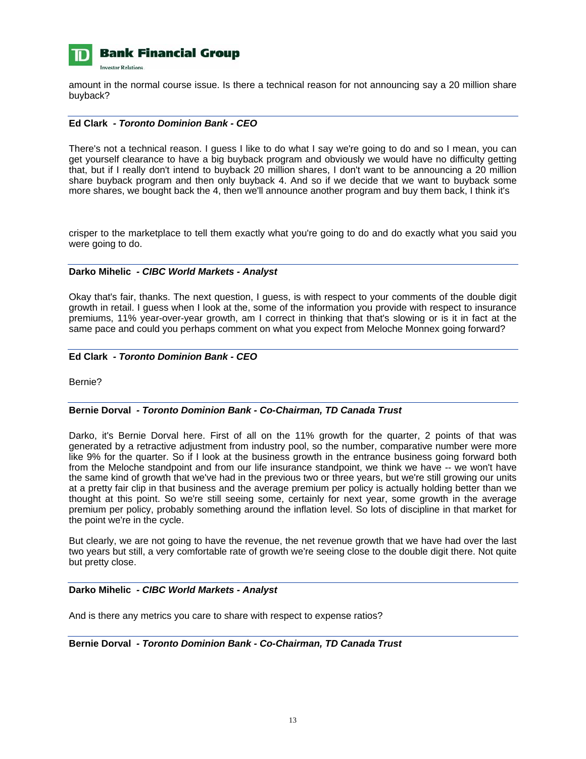amount in the normal course issue. Is there a technical reason for not announcing say a 20 million share buyback?

**Ed Clark** *- Toronto Dominion Bank - CEO*

There's not a technical reason. I guess I like to do what I say we're going to do and so I mean, you can get yourself clearance to have a big buyback program and obviously we would have no difficulty getting that, but if I really don't intend to buyback 20 million shares, I don't want to be announcing a 20 million share buyback program and then only buyback 4. And so if we decide that we want to buyback some more shares, we bought back the 4, then we'll announce another program and buy them back, I think it's crisper to the marketplace to tell them exactly what you're going to do and do exactly what you said you were going to do.

**Darko Mihelic** *- CIBC World Markets - Analyst*

Okay that's fair, thanks. The next question, I guess, is with respect to your comments of the double digit growth in retail. I guess when I look at the, some of the information you provide with respect to insurance premiums, 11% year-over-year growth, am I correct in thinking that that's slowing or is it in fact at the same pace and could you perhaps comment on what you expect from Meloche Monnex going forward?

**Ed Clark** *- Toronto Dominion Bank - CEO*

Bernie?

**Bernie Dorval** *- Toronto Dominion Bank - Co-Chairman, TD Canada Trust*

Darko, it's Bernie Dorval here. First of all on the 11% growth for the quarter, 2 points of that was generated by a retractive adjustment from industry pool, so the number, comparative number were more like 9% for the quarter. So if I look at the business growth in the entrance business going forward both from the Meloche standpoint and from our life insurance standpoint, we think we have -- we won't have the same kind of growth that we've had in the previous two or three years, but we're still growing our units at a pretty fair clip in that business and the average premium per policy is actually holding better than we thought at this point. So we're still seeing some, certainly for next year, some growth in the average premium per policy, probably something around the inflation level. So lots of discipline in that market for the point we're in the cycle.

But clearly, we are not going to have the revenue, the net revenue growth that we have had over the last two years but still, a very comfortable rate of growth we're seeing close to the double digit there. Not quite but pretty close.

**Darko Mihelic** *- CIBC World Markets - Analyst*

And is there any metrics you care to share with respect to expense ratios?

**Bernie Dorval** *- Toronto Dominion Bank - Co-Chairman, TD Canada Trust*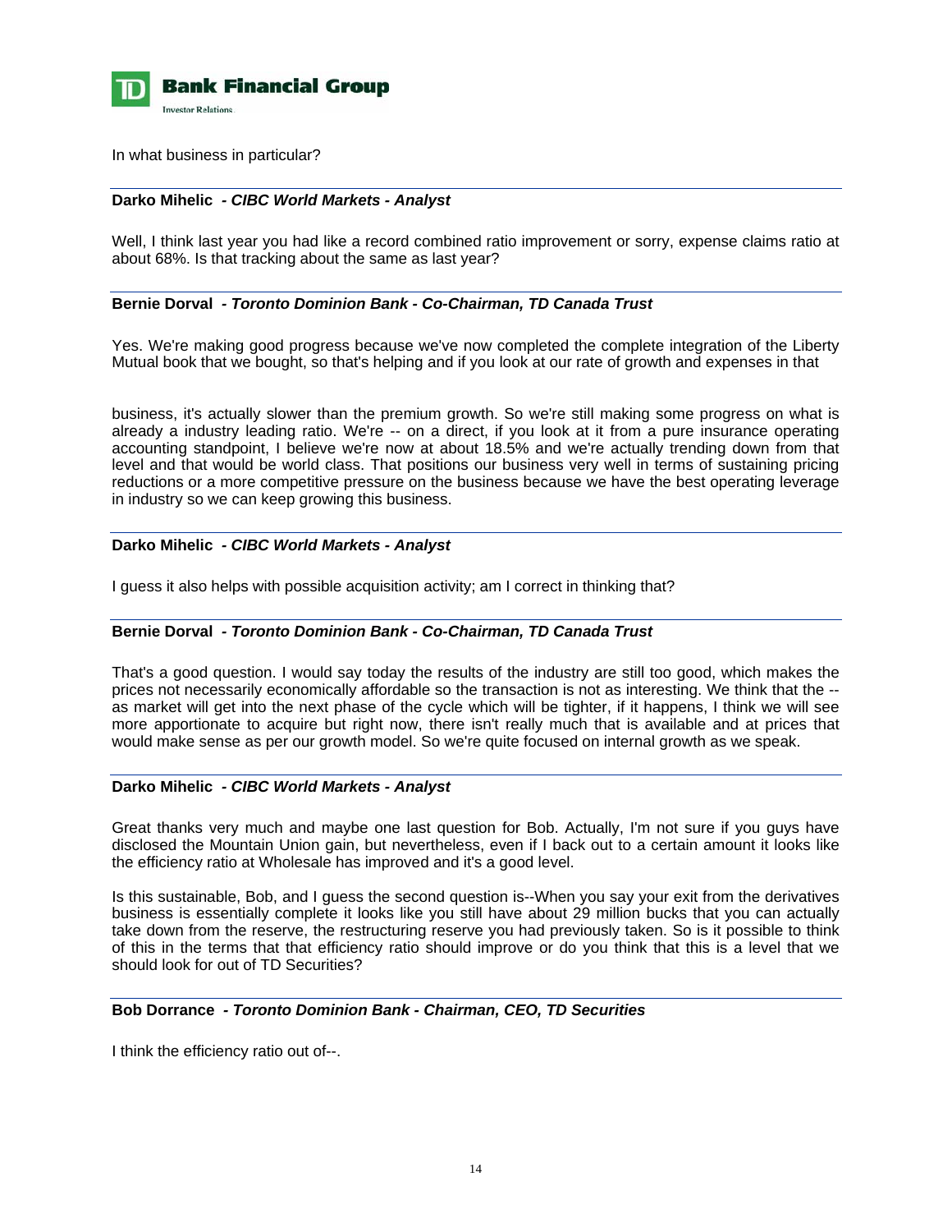In what business in particular?

**Darko Mihelic** *- CIBC World Markets - Analyst*

Well, I think last year you had like a record combined ratio improvement or sorry, expense claims ratio at about 68%. Is that tracking about the same as last year?

**Bernie Dorval** *- Toronto Dominion Bank - Co-Chairman, TD Canada Trust*

Yes. We're making good progress because we've now completed the complete integration of the Liberty Mutual book that we bought, so that's helping and if you look at our rate of growth and expenses in that business, it's actually slower than the premium growth. So we're still making some progress on what is already a industry leading ratio. We're -- on a direct, if you look at it from a pure insurance operating accounting standpoint, I believe we're now at about 18.5% and we're actually trending down from that level and that would be world class. That positions our business very well in terms of sustaining pricing reductions or a more competitive pressure on the business because we have the best operating leverage in industry so we can keep growing this business.

**Darko Mihelic** *- CIBC World Markets - Analyst*

I guess it also helps with possible acquisition activity; am I correct in thinking that?

**Bernie Dorval** *- Toronto Dominion Bank - Co-Chairman, TD Canada Trust*

That's a good question. I would say today the results of the industry are still too good, which makes the prices not necessarily economically affordable so the transaction is not as interesting. We think that the -- as market will get into the next phase of the cycle which will be tighter, if it happens, I think we will see more apportionate to acquire but right now, there isn't really much that is available and at prices that would make sense as per our growth model. So we're quite focused on internal growth as we speak.

**Darko Mihelic** *- CIBC World Markets - Analyst*

Great thanks very much and maybe one last question for Bob. Actually, I'm not sure if you guys have disclosed the Mountain Union gain, but nevertheless, even if I back out to a certain amount it looks like the efficiency ratio at Wholesale has improved and it's a good level.

Is this sustainable, Bob, and I guess the second question is--When you say your exit from the derivatives business is essentially complete it looks like you still have about 29 million bucks that you can actually take down from the reserve, the restructuring reserve you had previously taken. So is it possible to think of this in the terms that that efficiency ratio should improve or do you think that this is a level that we should look for out of TD Securities?

**Bob Dorrance** *- Toronto Dominion Bank - Chairman, CEO, TD Securities*

I think the efficiency ratio out of--.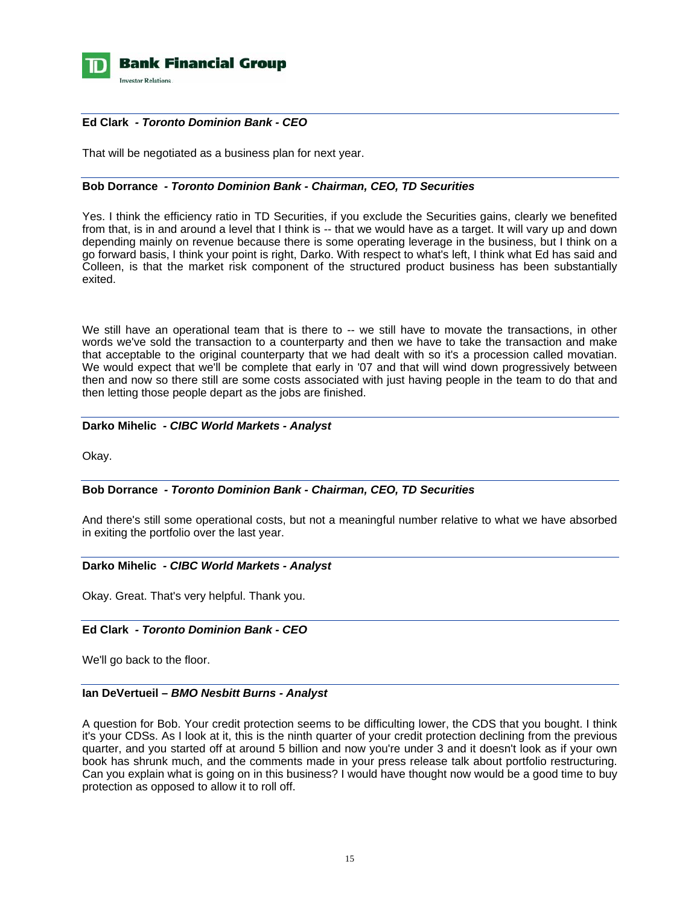**Ed Clark** *- Toronto Dominion Bank - CEO*

That will be negotiated as a business plan for next year.

**Bob Dorrance** *- Toronto Dominion Bank - Chairman, CEO, TD Securities*

Yes. I think the efficiency ratio in TD Securities, if you exclude the Securities gains, clearly we benefited from that, is in and around a level that I think is -- that we would have as a target. It will vary up and down depending mainly on revenue because there is some operating leverage in the business, but I think on a go forward basis, I think your point is right, Darko. With respect to what's left, I think what Ed has said and Colleen, is that the market risk component of the structured product business has been substantially exited.

We still have an operational team that is there to -- we still have to movate the transactions, in other words we've sold the transaction to a counterparty and then we have to take the transaction and make that acceptable to the original counterparty that we had dealt with so it's a procession called movatian. We would expect that we'll be complete that early in '07 and that will wind down progressively between then and now so there still are some costs associated with just having people in the team to do that and then letting those people depart as the jobs are finished.

**Darko Mihelic** *- CIBC World Markets - Analyst*

Okay.

**Bob Dorrance** *- Toronto Dominion Bank - Chairman, CEO, TD Securities*

And there's still some operational costs, but not a meaningful number relative to what we have absorbed in exiting the portfolio over the last year.

**Darko Mihelic** *- CIBC World Markets - Analyst*

Okay. Great. That's very helpful. Thank you.

**Ed Clark** *- Toronto Dominion Bank - CEO*

We'll go back to the floor.

**Ian DeVertueil –** *BMO Nesbitt Burns - Analyst*

A question for Bob. Your credit protection seems to be difficulting lower, the CDS that you bought. I think it's your CDSs. As I look at it, this is the ninth quarter of your credit protection declining from the previous quarter, and you started off at around 5 billion and now you're under 3 and it doesn't look as if your own book has shrunk much, and the comments made in your press release talk about portfolio restructuring. Can you explain what is going on in this business? I would have thought now would be a good time to buy protection as opposed to allow it to roll off.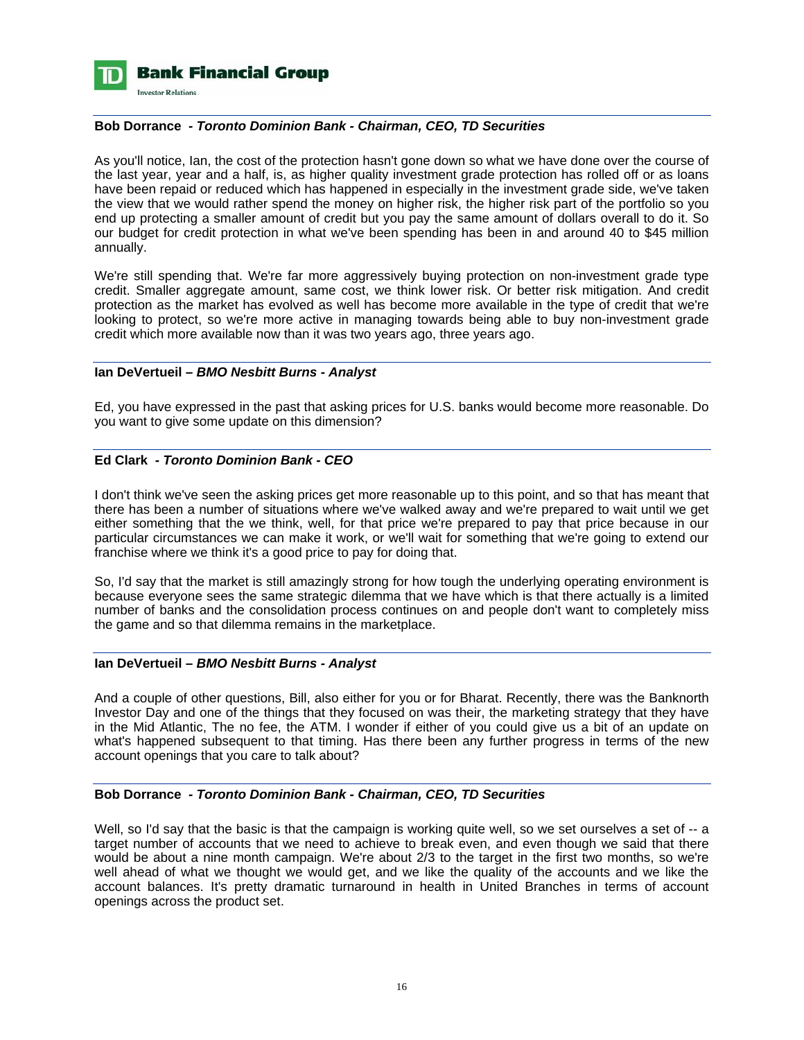**Bob Dorrance** *- Toronto Dominion Bank - Chairman, CEO, TD Securities*

As you'll notice, Ian, the cost of the protection hasn't gone down so what we have done over the course of the last year, year and a half, is, as higher quality investment grade protection has rolled off or as loans have been repaid or reduced which has happened in especially in the investment grade side, we've taken the view that we would rather spend the money on higher risk, the higher risk part of the portfolio so you end up protecting a smaller amount of credit but you pay the same amount of dollars overall to do it. So our budget for credit protection in what we've been spending has been in and around 40 to $45 million annually.

We're still spending that. We're far more aggressively buying protection on non-investment grade type credit. Smaller aggregate amount, same cost, we think lower risk. Or better risk mitigation. And credit protection as the market has evolved as well has become more available in the type of credit that we're looking to protect, so we're more active in managing towards being able to buy non-investment grade credit which more available now than it was two years ago, three years ago.

**Ian DeVertueil –** ***BMO Nesbitt Burns - Analyst***

Ed, you have expressed in the past that asking prices for U.S. banks would become more reasonable. Do you want to give some update on this dimension?

**Ed Clark** *- Toronto Dominion Bank - CEO*

I don't think we've seen the asking prices get more reasonable up to this point, and so that has meant that there has been a number of situations where we've walked away and we're prepared to wait until we get either something that the we think, well, for that price we're prepared to pay that price because in our particular circumstances we can make it work, or we'll wait for something that we're going to extend our franchise where we think it's a good price to pay for doing that.

So, I'd say that the market is still amazingly strong for how tough the underlying operating environment is because everyone sees the same strategic dilemma that we have which is that there actually is a limited number of banks and the consolidation process continues on and people don't want to completely miss the game and so that dilemma remains in the marketplace.

**Ian DeVertueil –** ***BMO Nesbitt Burns - Analyst***

And a couple of other questions, Bill, also either for you or for Bharat. Recently, there was the Banknorth Investor Day and one of the things that they focused on was their, the marketing strategy that they have in the Mid Atlantic, The no fee, the ATM. I wonder if either of you could give us a bit of an update on what's happened subsequent to that timing. Has there been any further progress in terms of the new account openings that you care to talk about?

**Bob Dorrance** *- Toronto Dominion Bank - Chairman, CEO, TD Securities*

Well, so I'd say that the basic is that the campaign is working quite well, so we set ourselves a set of -- a target number of accounts that we need to achieve to break even, and even though we said that there would be about a nine month campaign. We're about 2/3 to the target in the first two months, so we're well ahead of what we thought we would get, and we like the quality of the accounts and we like the account balances. It's pretty dramatic turnaround in health in United Branches in terms of account openings across the product set.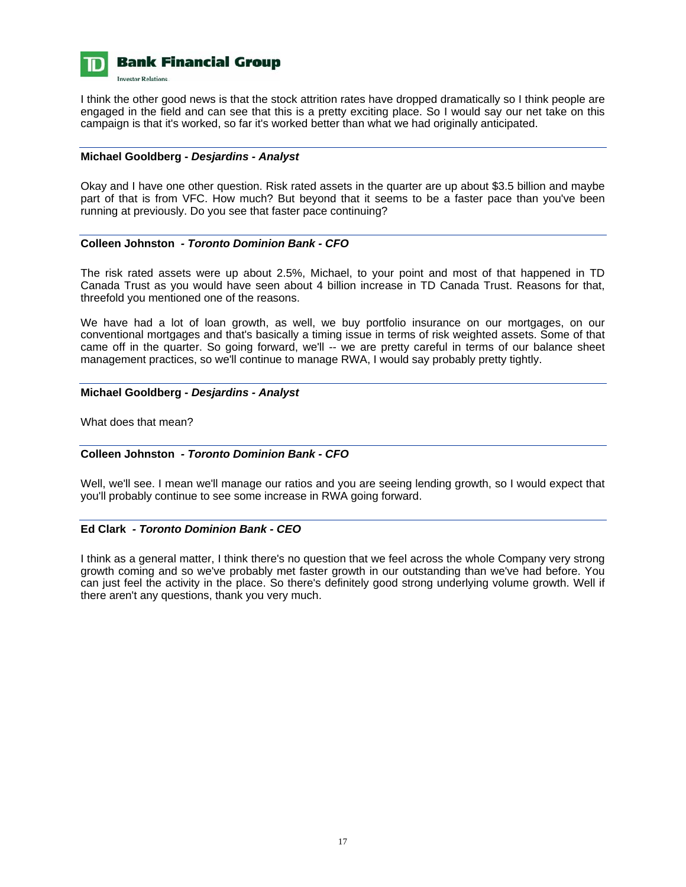I think the other good news is that the stock attrition rates have dropped dramatically so I think people are engaged in the field and can see that this is a pretty exciting place. So I would say our net take on this campaign is that it's worked, so far it's worked better than what we had originally anticipated.

---

**Michael Gooldberg -** ***Desjardins - Analyst***

Okay and I have one other question. Risk rated assets in the quarter are up about $3.5 billion and maybe part of that is from VFC. How much? But beyond that it seems to be a faster pace than you've been running at previously. Do you see that faster pace continuing?

---

**Colleen Johnston** ***- Toronto Dominion Bank - CFO***

The risk rated assets were up about 2.5%, Michael, to your point and most of that happened in TD Canada Trust as you would have seen about 4 billion increase in TD Canada Trust. Reasons for that, threefold you mentioned one of the reasons.

We have had a lot of loan growth, as well, we buy portfolio insurance on our mortgages, on our conventional mortgages and that's basically a timing issue in terms of risk weighted assets. Some of that came off in the quarter. So going forward, we'll -- we are pretty careful in terms of our balance sheet management practices, so we'll continue to manage RWA, I would say probably pretty tightly.

---

**Michael Gooldberg -** ***Desjardins - Analyst***

What does that mean?

---

**Colleen Johnston** ***- Toronto Dominion Bank - CFO***

Well, we'll see. I mean we'll manage our ratios and you are seeing lending growth, so I would expect that you'll probably continue to see some increase in RWA going forward.

---

**Ed Clark** ***- Toronto Dominion Bank - CEO***

I think as a general matter, I think there's no question that we feel across the whole Company very strong growth coming and so we've probably met faster growth in our outstanding than we've had before. You can just feel the activity in the place. So there's definitely good strong underlying volume growth. Well if there aren't any questions, thank you very much.